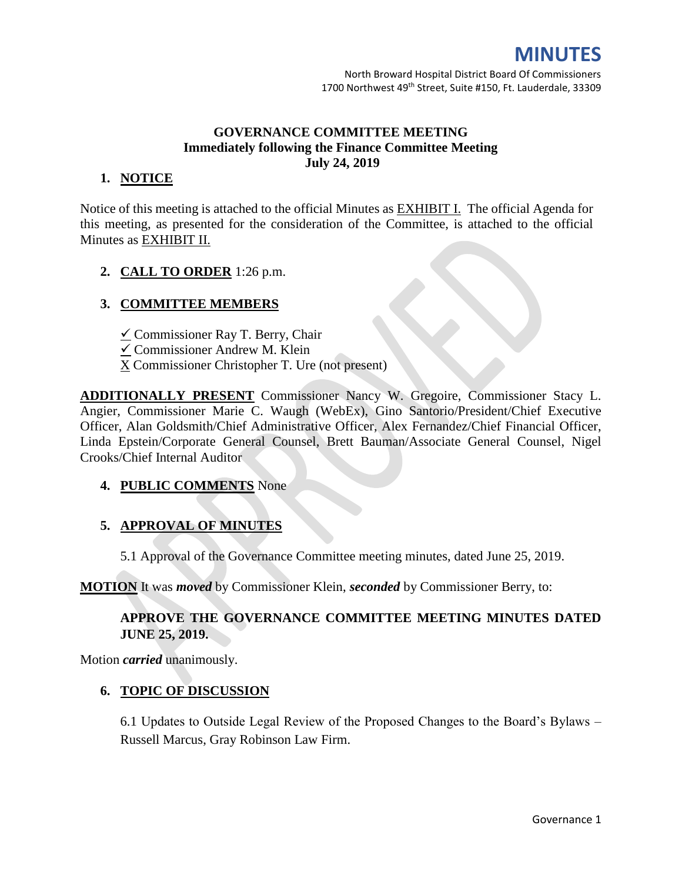# MINUTES

North Broward Hospital District Board Of Commissioners
1700 Northwest 49th Street, Suite #150, Ft. Lauderdale, 33309

## GOVERNANCE COMMITTEE MEETING
**Immediately following the Finance Committee Meeting**
**July 24, 2019**

### 1. NOTICE

Notice of this meeting is attached to the official Minutes as EXHIBIT I. The official Agenda for this meeting, as presented for the consideration of the Committee, is attached to the official Minutes as EXHIBIT II.

### 2. CALL TO ORDER 1:26 p.m.

### 3. COMMITTEE MEMBERS

✓ Commissioner Ray T. Berry, Chair
✓ Commissioner Andrew M. Klein
X Commissioner Christopher T. Ure (not present)

**ADDITIONALLY PRESENT** Commissioner Nancy W. Gregoire, Commissioner Stacy L. Angier, Commissioner Marie C. Waugh (WebEx), Gino Santorio/President/Chief Executive Officer, Alan Goldsmith/Chief Administrative Officer, Alex Fernandez/Chief Financial Officer, Linda Epstein/Corporate General Counsel, Brett Bauman/Associate General Counsel, Nigel Crooks/Chief Internal Auditor

### 4. PUBLIC COMMENTS None

### 5. APPROVAL OF MINUTES

5.1 Approval of the Governance Committee meeting minutes, dated June 25, 2019.

**MOTION** It was ***moved*** by Commissioner Klein, ***seconded*** by Commissioner Berry, to:

**APPROVE THE GOVERNANCE COMMITTEE MEETING MINUTES DATED JUNE 25, 2019.**

Motion ***carried*** unanimously.

### 6. TOPIC OF DISCUSSION

6.1 Updates to Outside Legal Review of the Proposed Changes to the Board's Bylaws – Russell Marcus, Gray Robinson Law Firm.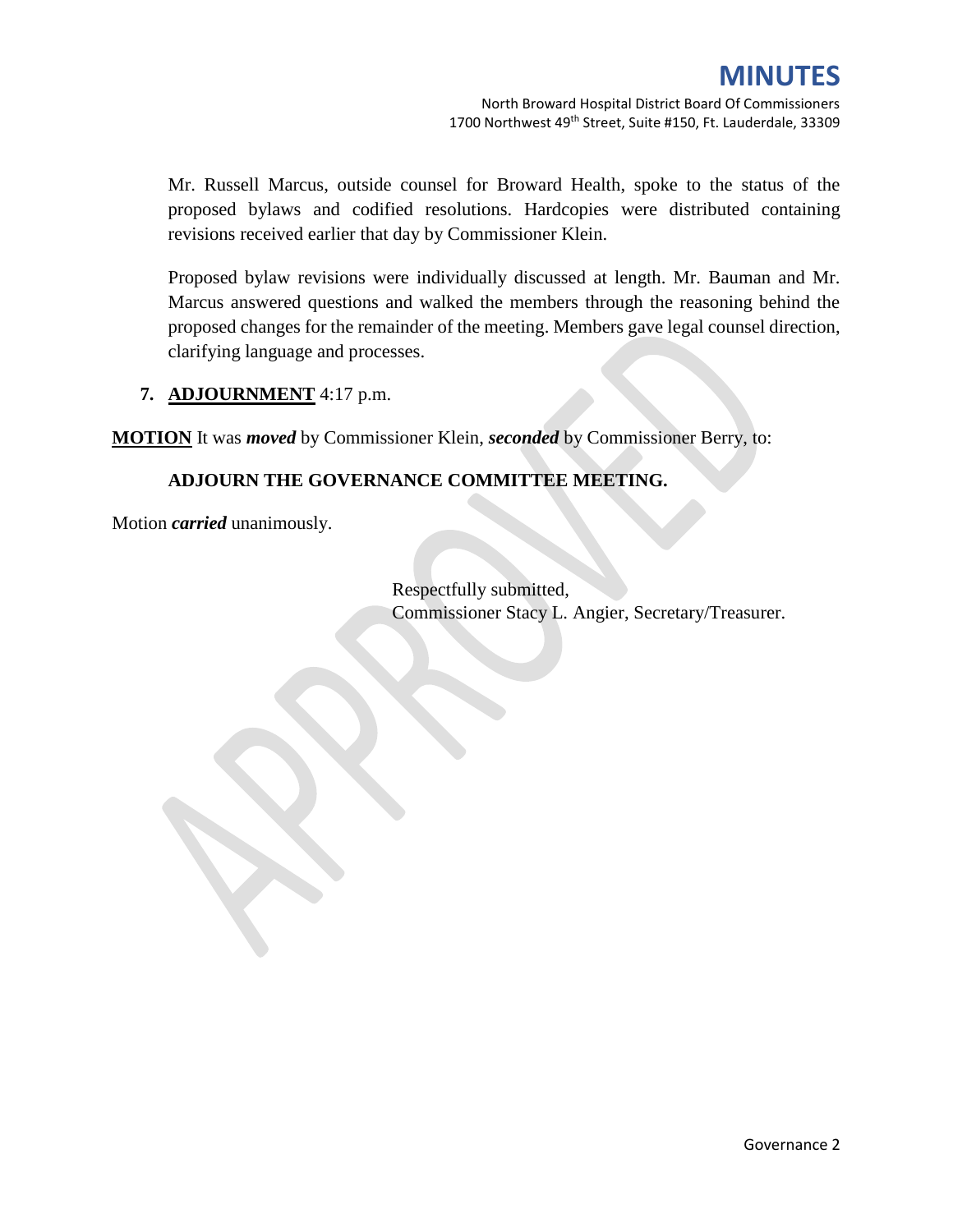Mr. Russell Marcus, outside counsel for Broward Health, spoke to the status of the proposed bylaws and codified resolutions. Hardcopies were distributed containing revisions received earlier that day by Commissioner Klein.

Proposed bylaw revisions were individually discussed at length. Mr. Bauman and Mr. Marcus answered questions and walked the members through the reasoning behind the proposed changes for the remainder of the meeting. Members gave legal counsel direction, clarifying language and processes.

7. **ADJOURNMENT** 4:17 p.m.

**MOTION** It was ***moved*** by Commissioner Klein, ***seconded*** by Commissioner Berry, to:

**ADJOURN THE GOVERNANCE COMMITTEE MEETING.**

Motion ***carried*** unanimously.

Respectfully submitted,
Commissioner Stacy L. Angier, Secretary/Treasurer.